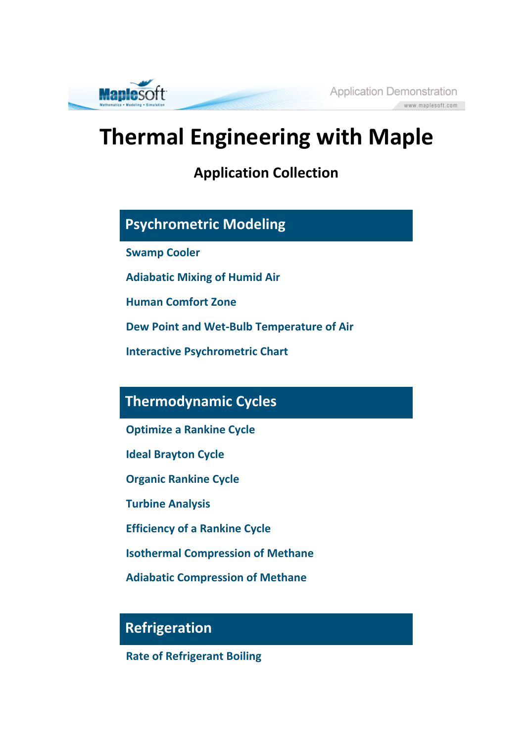# Thermal Engineering with Maple

### Application Collection

## Psychrometric Modeling

**Swamp Cooler**

**Adiabatic Mixing of Humid Air**

**Human Comfort Zone**

**Dew Point and Wet-Bulb Temperature of Air**

**Interactive Psychrometric Chart**

## Thermodynamic Cycles

**Optimize a Rankine Cycle**

**Ideal Brayton Cycle**

**Organic Rankine Cycle**

**Turbine Analysis**

**Efficiency of a Rankine Cycle**

**Isothermal Compression of Methane**

**Adiabatic Compression of Methane**

## Refrigeration

**Rate of Refrigerant Boiling**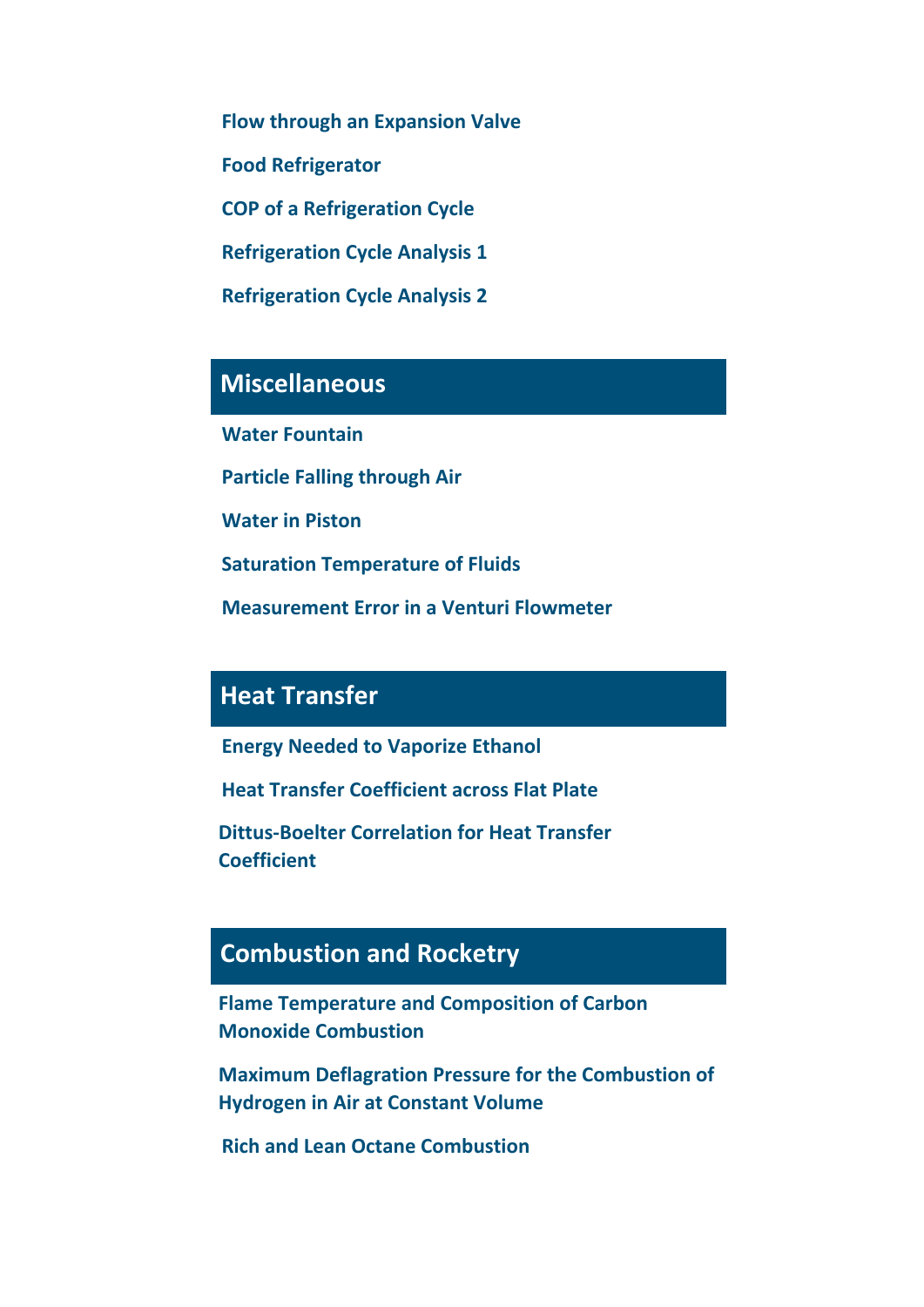**Flow through an Expansion Valve**

**Food Refrigerator**

**COP of a Refrigeration Cycle**

**Refrigeration Cycle Analysis 1**

**Refrigeration Cycle Analysis 2**

## Miscellaneous

**Water Fountain**

**Particle Falling through Air**

**Water in Piston**

**Saturation Temperature of Fluids**

**Measurement Error in a Venturi Flowmeter**

## Heat Transfer

**Energy Needed to Vaporize Ethanol**

**Heat Transfer Coefficient across Flat Plate**

**Dittus-Boelter Correlation for Heat Transfer Coefficient**

## Combustion and Rocketry

**Flame Temperature and Composition of Carbon Monoxide Combustion**

**Maximum Deflagration Pressure for the Combustion of Hydrogen in Air at Constant Volume**

**Rich and Lean Octane Combustion**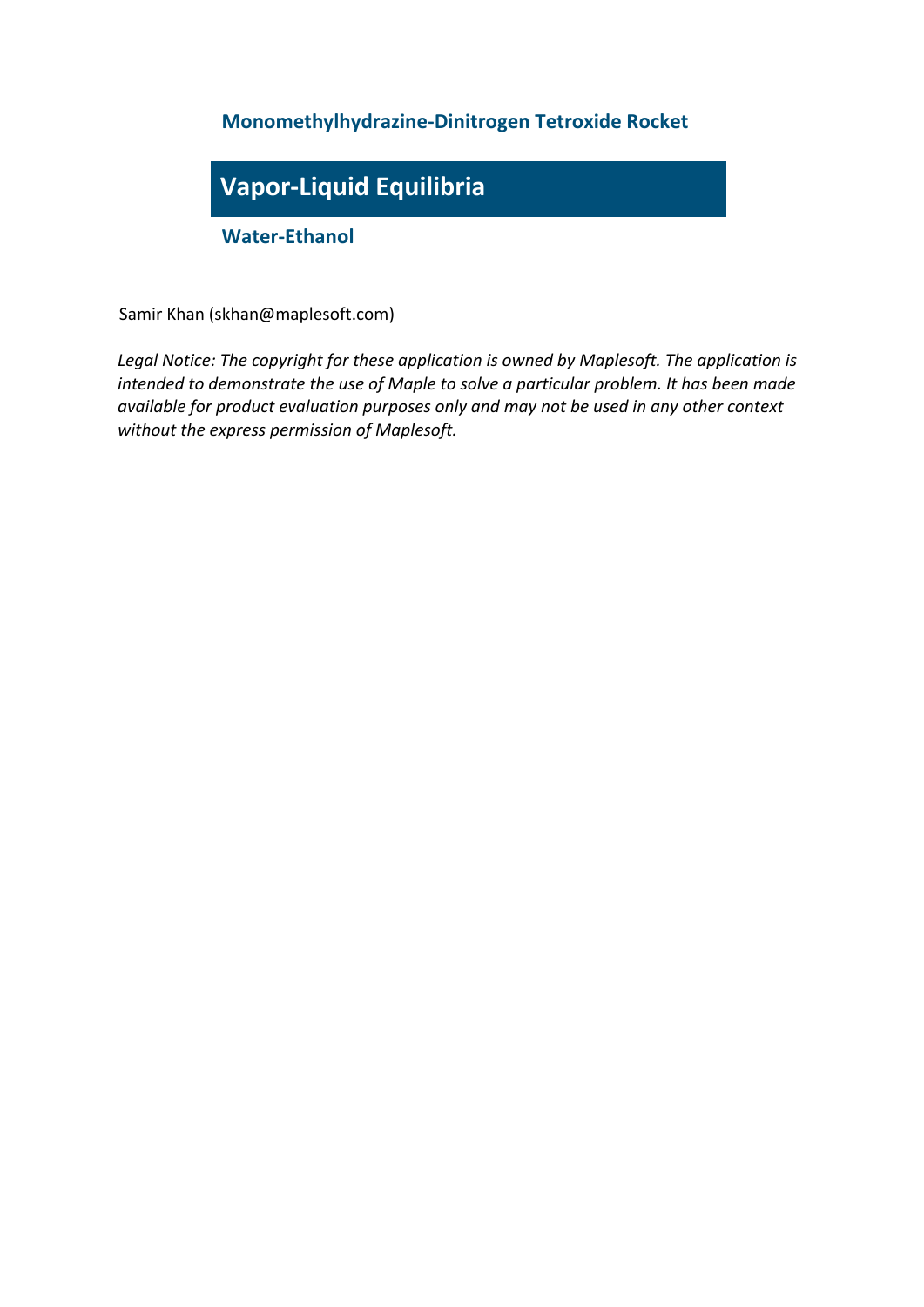### Monomethylhydrazine-Dinitrogen Tetroxide Rocket

## Vapor-Liquid Equilibria

### Water-Ethanol

Samir Khan (skhan@maplesoft.com)

*Legal Notice: The copyright for these application is owned by Maplesoft. The application is intended to demonstrate the use of Maple to solve a particular problem. It has been made available for product evaluation purposes only and may not be used in any other context without the express permission of Maplesoft.*